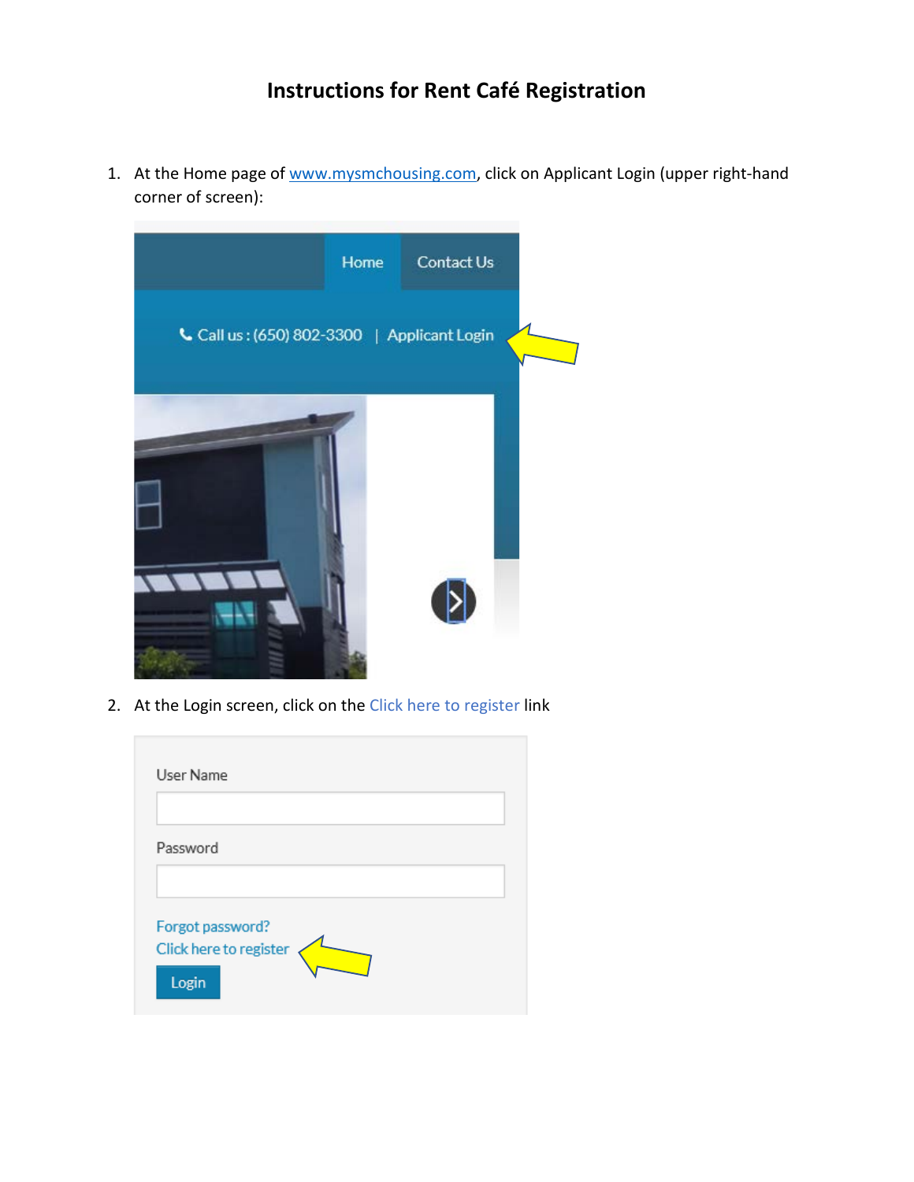# Instructions for Rent Café Registration

1. At the Home page of [www.mysmchousing.com](http://www.mysmchousing.com), click on Applicant Login (upper right-hand corner of screen):

2. At the Login screen, click on the Click here to register link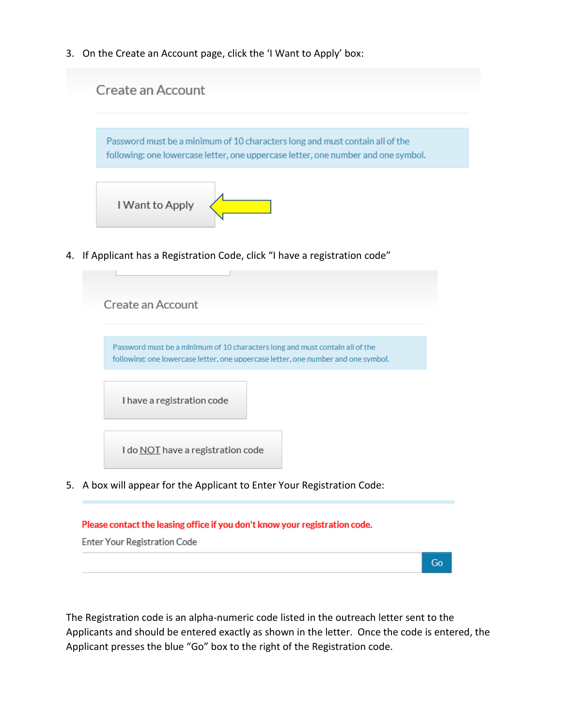3. On the Create an Account page, click the 'I Want to Apply' box:

Create an Account

Password must be a minimum of 10 characters long and must contain all of the following: one lowercase letter, one uppercase letter, one number and one symbol.

I Want to Apply

4. If Applicant has a Registration Code, click "I have a registration code"

Create an Account

Password must be a minimum of 10 characters long and must contain all of the following: one lowercase letter, one uppercase letter, one number and one symbol.

I have a registration code

I do NOT have a registration code

5. A box will appear for the Applicant to Enter Your Registration Code:

**Please contact the leasing office if you don't know your registration code.**

Enter Your Registration Code

Go

The Registration code is an alpha-numeric code listed in the outreach letter sent to the Applicants and should be entered exactly as shown in the letter. Once the code is entered, the Applicant presses the blue "Go" box to the right of the Registration code.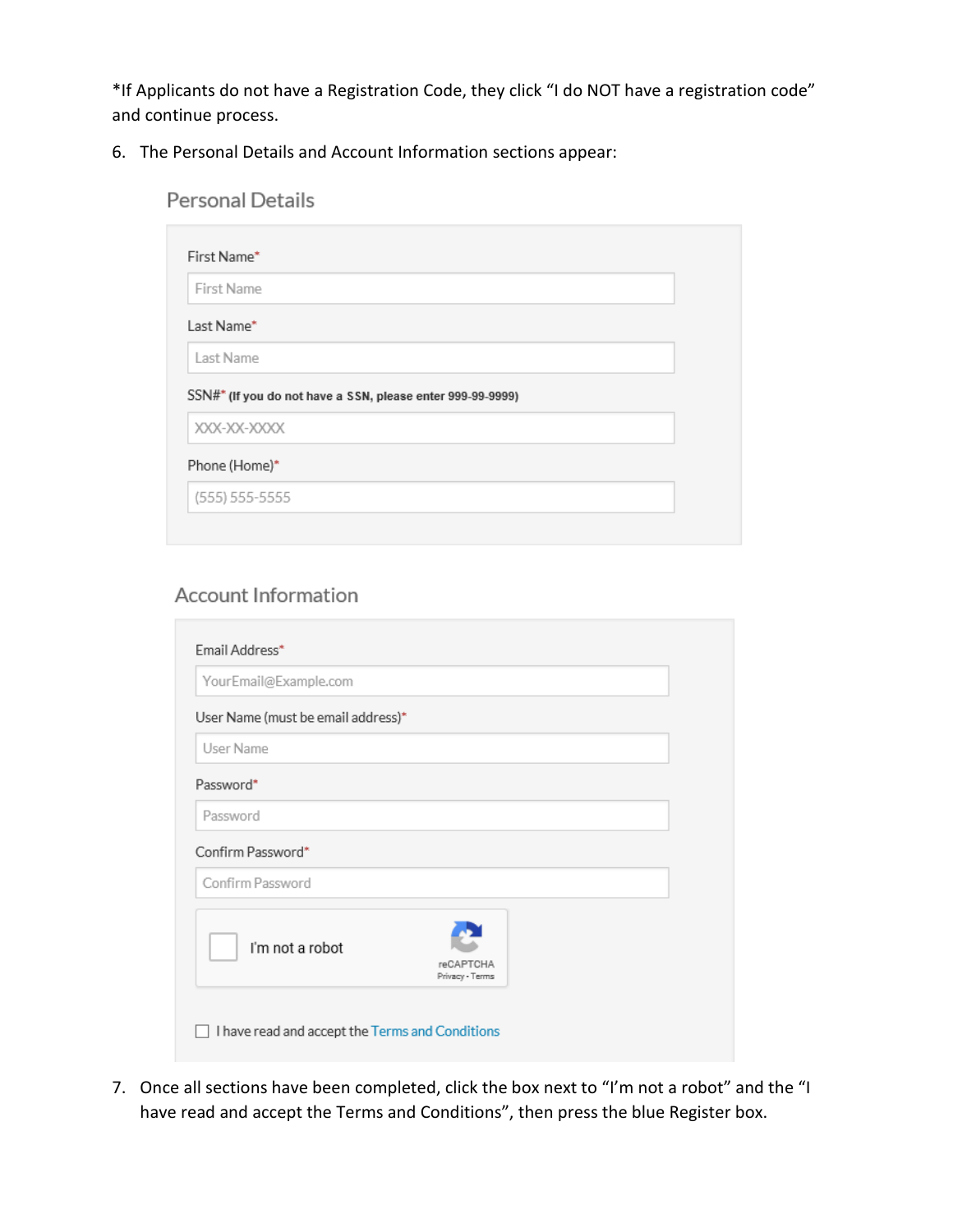*If Applicants do not have a Registration Code, they click "I do NOT have a registration code" and continue process.

6. The Personal Details and Account Information sections appear:

## Personal Details

First Name*

First Name

Last Name*

Last Name

SSN#* **(If you do not have a SSN, please enter 999-99-9999)**

XXX-XX-XXXX

Phone (Home)*

(555) 555-5555

## Account Information

Email Address*

YourEmail@Example.com

User Name (must be email address)*

User Name

Password*

Password

Confirm Password*

Confirm Password

☐ I'm not a robot — reCAPTCHA Privacy - Terms

☐ I have read and accept the Terms and Conditions

7. Once all sections have been completed, click the box next to "I'm not a robot" and the "I have read and accept the Terms and Conditions", then press the blue Register box.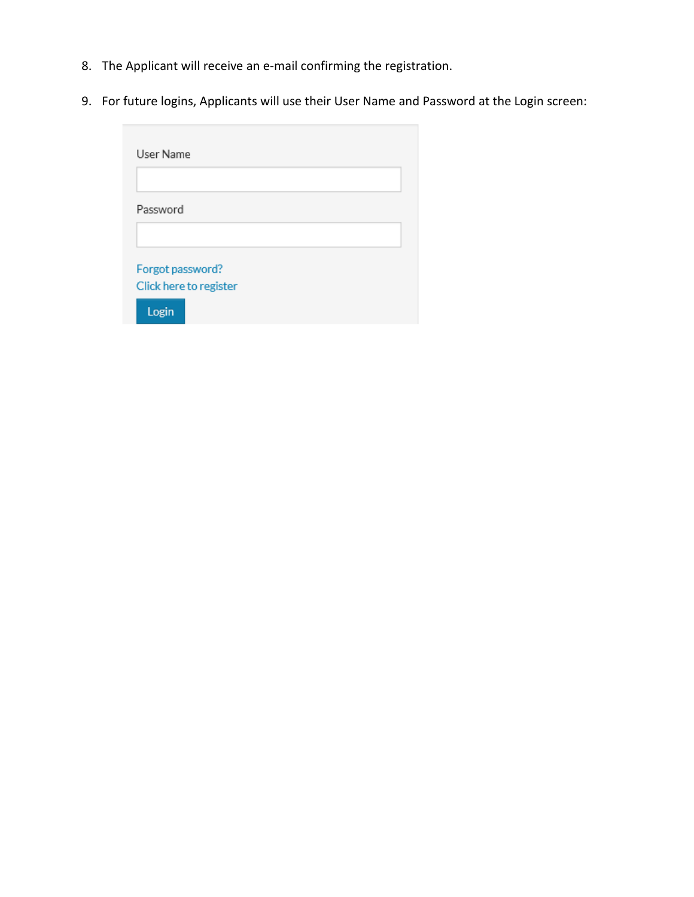8. The Applicant will receive an e-mail confirming the registration.
9. For future logins, Applicants will use their User Name and Password at the Login screen:

User Name

Password

Forgot password?

Click here to register

Login